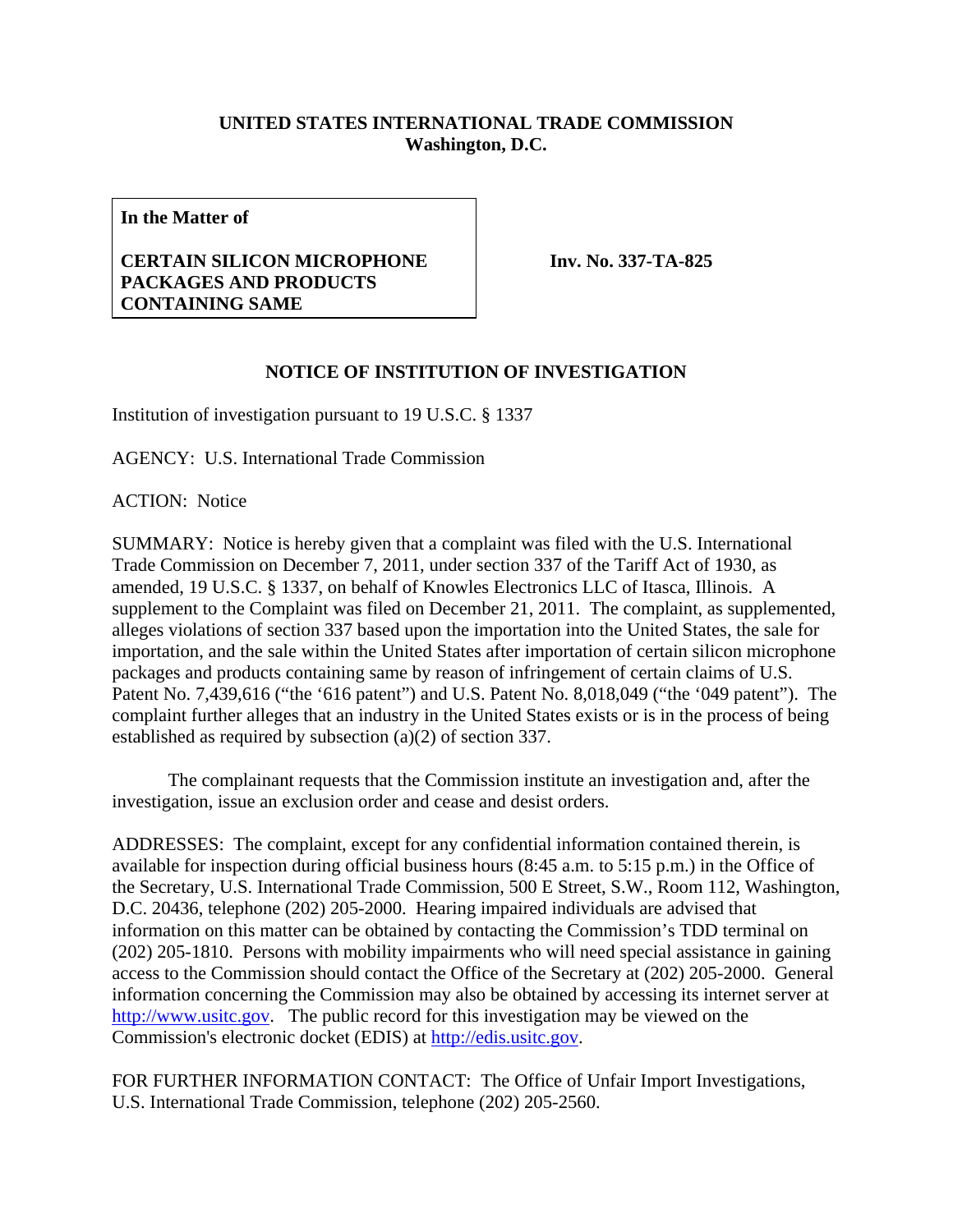**UNITED STATES INTERNATIONAL TRADE COMMISSION**
**Washington, D.C.**

| **In the Matter of** <br><br> **CERTAIN SILICON MICROPHONE PACKAGES AND PRODUCTS CONTAINING SAME** | **Inv. No. 337-TA-825** |
|---|---|

**NOTICE OF INSTITUTION OF INVESTIGATION**

Institution of investigation pursuant to 19 U.S.C. § 1337

AGENCY: U.S. International Trade Commission

ACTION: Notice

SUMMARY: Notice is hereby given that a complaint was filed with the U.S. International Trade Commission on December 7, 2011, under section 337 of the Tariff Act of 1930, as amended, 19 U.S.C. § 1337, on behalf of Knowles Electronics LLC of Itasca, Illinois. A supplement to the Complaint was filed on December 21, 2011. The complaint, as supplemented, alleges violations of section 337 based upon the importation into the United States, the sale for importation, and the sale within the United States after importation of certain silicon microphone packages and products containing same by reason of infringement of certain claims of U.S. Patent No. 7,439,616 ("the '616 patent") and U.S. Patent No. 8,018,049 ("the '049 patent"). The complaint further alleges that an industry in the United States exists or is in the process of being established as required by subsection (a)(2) of section 337.

The complainant requests that the Commission institute an investigation and, after the investigation, issue an exclusion order and cease and desist orders.

ADDRESSES: The complaint, except for any confidential information contained therein, is available for inspection during official business hours (8:45 a.m. to 5:15 p.m.) in the Office of the Secretary, U.S. International Trade Commission, 500 E Street, S.W., Room 112, Washington, D.C. 20436, telephone (202) 205-2000. Hearing impaired individuals are advised that information on this matter can be obtained by contacting the Commission's TDD terminal on (202) 205-1810. Persons with mobility impairments who will need special assistance in gaining access to the Commission should contact the Office of the Secretary at (202) 205-2000. General information concerning the Commission may also be obtained by accessing its internet server at http://www.usitc.gov. The public record for this investigation may be viewed on the Commission's electronic docket (EDIS) at http://edis.usitc.gov.

FOR FURTHER INFORMATION CONTACT: The Office of Unfair Import Investigations, U.S. International Trade Commission, telephone (202) 205-2560.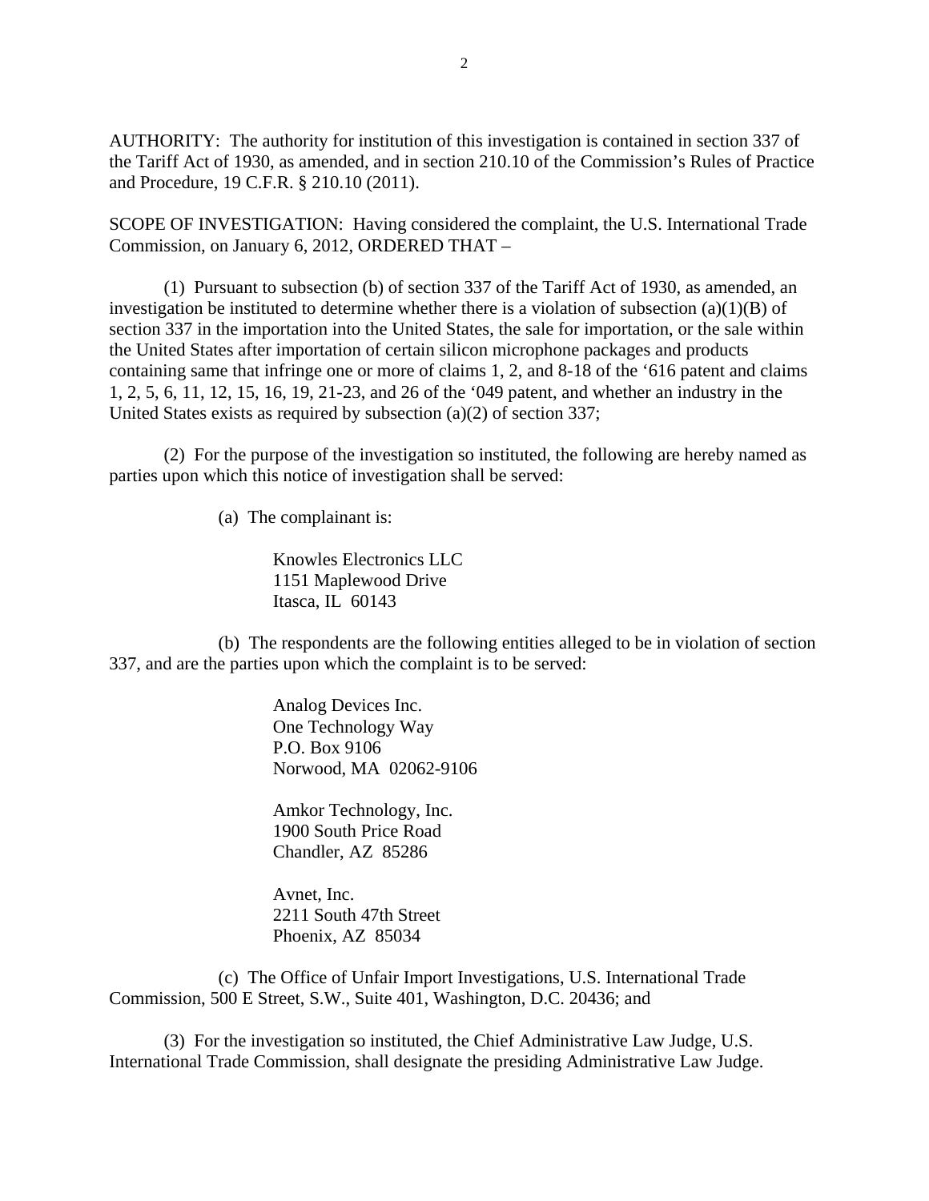AUTHORITY: The authority for institution of this investigation is contained in section 337 of the Tariff Act of 1930, as amended, and in section 210.10 of the Commission's Rules of Practice and Procedure, 19 C.F.R. § 210.10 (2011).

SCOPE OF INVESTIGATION: Having considered the complaint, the U.S. International Trade Commission, on January 6, 2012, ORDERED THAT –

(1) Pursuant to subsection (b) of section 337 of the Tariff Act of 1930, as amended, an investigation be instituted to determine whether there is a violation of subsection (a)(1)(B) of section 337 in the importation into the United States, the sale for importation, or the sale within the United States after importation of certain silicon microphone packages and products containing same that infringe one or more of claims 1, 2, and 8-18 of the '616 patent and claims 1, 2, 5, 6, 11, 12, 15, 16, 19, 21-23, and 26 of the '049 patent, and whether an industry in the United States exists as required by subsection (a)(2) of section 337;

(2) For the purpose of the investigation so instituted, the following are hereby named as parties upon which this notice of investigation shall be served:

(a) The complainant is:

Knowles Electronics LLC
1151 Maplewood Drive
Itasca, IL 60143

(b) The respondents are the following entities alleged to be in violation of section 337, and are the parties upon which the complaint is to be served:

Analog Devices Inc.
One Technology Way
P.O. Box 9106
Norwood, MA 02062-9106

Amkor Technology, Inc.
1900 South Price Road
Chandler, AZ 85286

Avnet, Inc.
2211 South 47th Street
Phoenix, AZ 85034

(c) The Office of Unfair Import Investigations, U.S. International Trade Commission, 500 E Street, S.W., Suite 401, Washington, D.C. 20436; and

(3) For the investigation so instituted, the Chief Administrative Law Judge, U.S. International Trade Commission, shall designate the presiding Administrative Law Judge.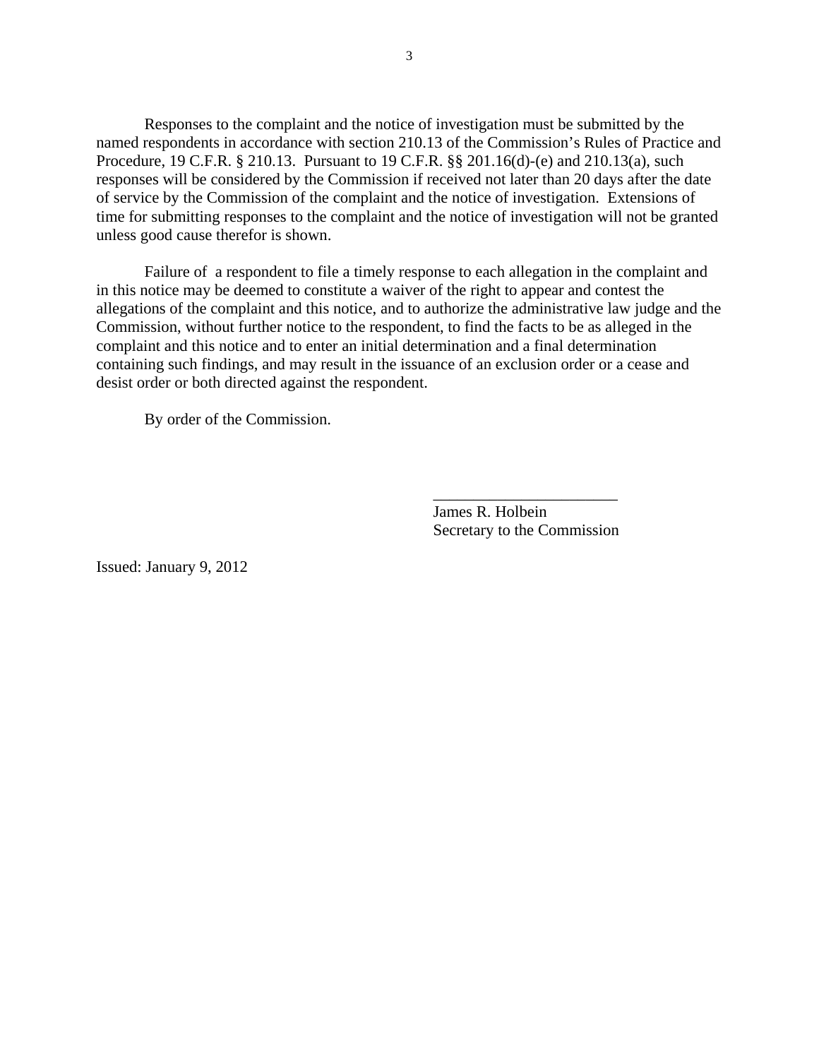Responses to the complaint and the notice of investigation must be submitted by the named respondents in accordance with section 210.13 of the Commission's Rules of Practice and Procedure, 19 C.F.R. § 210.13. Pursuant to 19 C.F.R. §§ 201.16(d)-(e) and 210.13(a), such responses will be considered by the Commission if received not later than 20 days after the date of service by the Commission of the complaint and the notice of investigation. Extensions of time for submitting responses to the complaint and the notice of investigation will not be granted unless good cause therefor is shown.

Failure of a respondent to file a timely response to each allegation in the complaint and in this notice may be deemed to constitute a waiver of the right to appear and contest the allegations of the complaint and this notice, and to authorize the administrative law judge and the Commission, without further notice to the respondent, to find the facts to be as alleged in the complaint and this notice and to enter an initial determination and a final determination containing such findings, and may result in the issuance of an exclusion order or a cease and desist order or both directed against the respondent.

By order of the Commission.

James R. Holbein
Secretary to the Commission

Issued: January 9, 2012